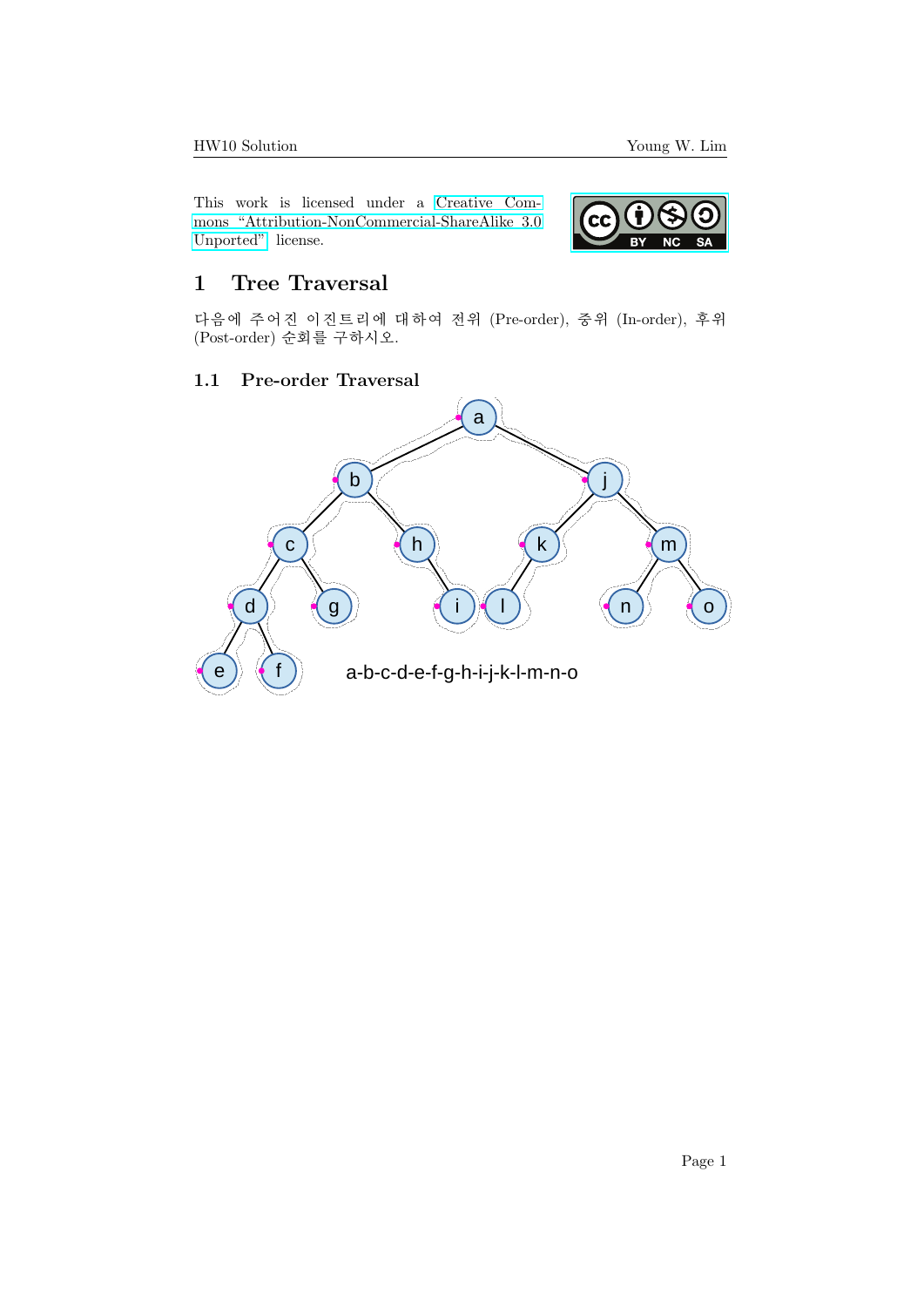This work is licensed under a Creative Commons "Attribution-NonCommercial-ShareAlike 3.0 Unported" license.

# 1 Tree Traversal

다음에 주어진 이진트리에 대하여 전위 (Pre-order), 중위 (In-order), 후위 (Post-order) 순회를 구하시오.

## 1.1 Pre-order Traversal

a-b-c-d-e-f-g-h-i-j-k-l-m-n-o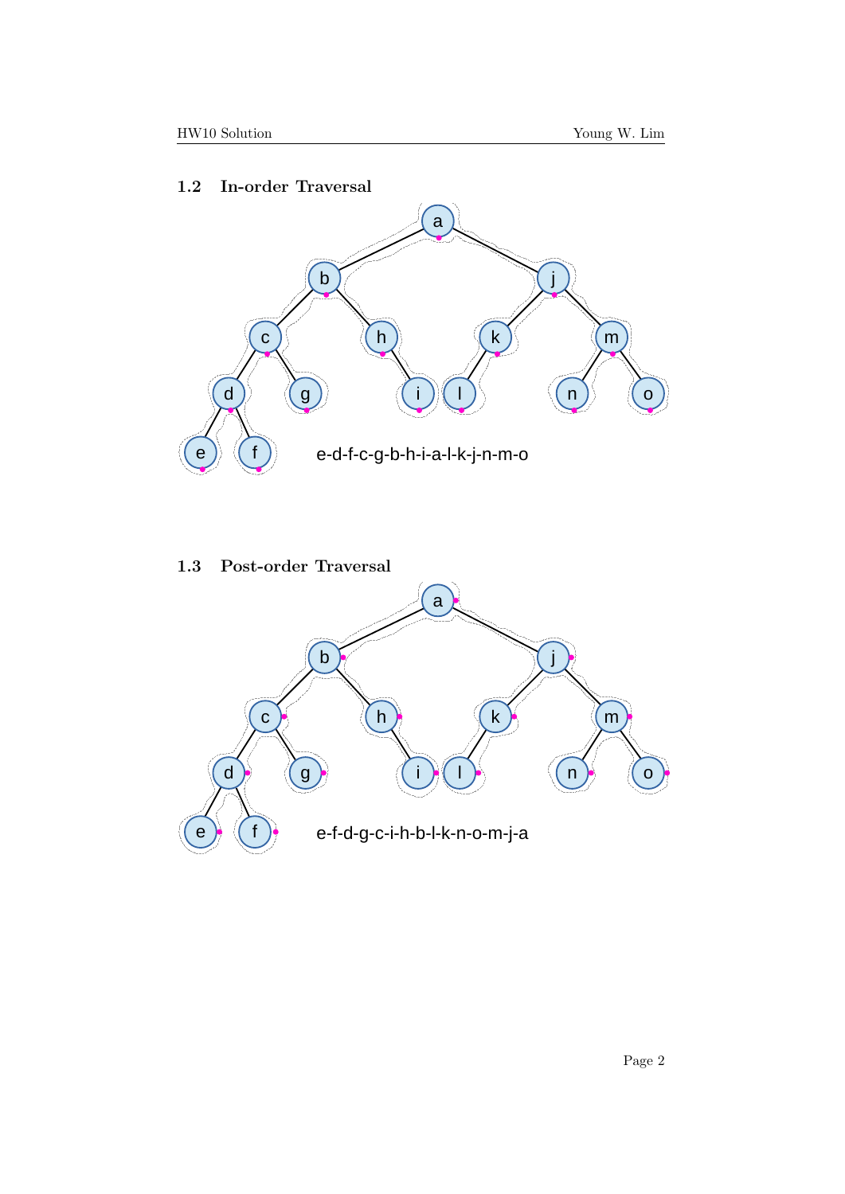## 1.2 In-order Traversal

e-d-f-c-g-b-h-i-a-l-k-j-n-m-o

## 1.3 Post-order Traversal

e-f-d-g-c-i-h-b-l-k-n-o-m-j-a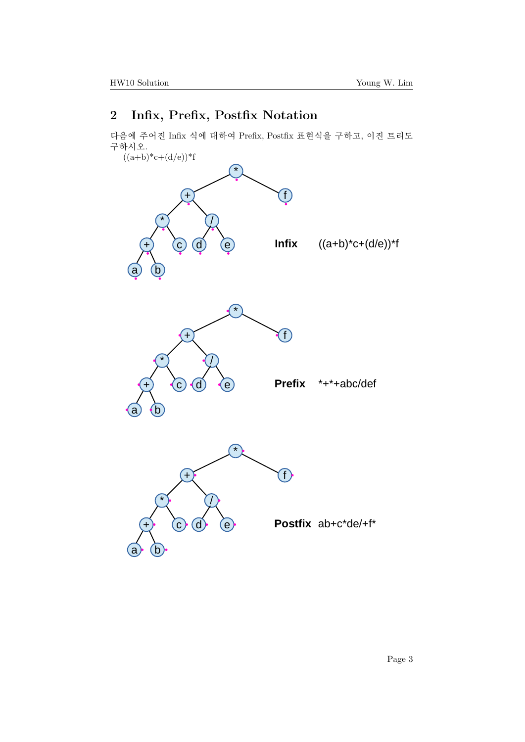## 2 Infix, Prefix, Postfix Notation

다음에 주어진 Infix 식에 대하여 Prefix, Postfix 표현식을 구하고, 이진 트리도 구하시오.

((a+b)*c+(d/e))*f

**Infix** ((a+b)*c+(d/e))*f

**Prefix** *+*+abc/def

**Postfix** ab+c*de/+f*